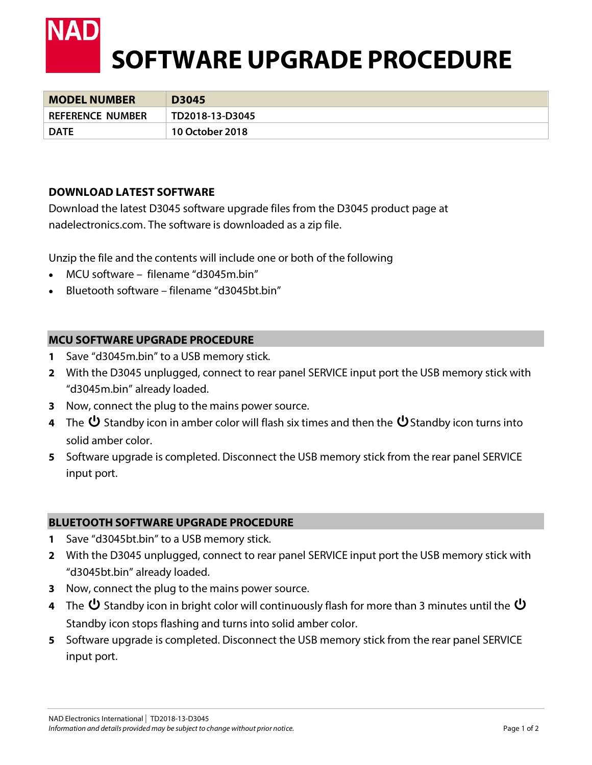# SOFTWARE UPGRADE PROCEDURE

| MODEL NUMBER | D3045 |
|---|---|
| REFERENCE NUMBER | TD2018-13-D3045 |
| DATE | 10 October 2018 |

## DOWNLOAD LATEST SOFTWARE

Download the latest D3045 software upgrade files from the D3045 product page at nadelectronics.com. The software is downloaded as a zip file.

Unzip the file and the contents will include one or both of the following

- MCU software – filename "d3045m.bin"
- Bluetooth software – filename "d3045bt.bin"

## MCU SOFTWARE UPGRADE PROCEDURE

1. Save "d3045m.bin" to a USB memory stick.
2. With the D3045 unplugged, connect to rear panel SERVICE input port the USB memory stick with "d3045m.bin" already loaded.
3. Now, connect the plug to the mains power source.
4. The ⏻ Standby icon in amber color will flash six times and then the ⏻ Standby icon turns into solid amber color.
5. Software upgrade is completed. Disconnect the USB memory stick from the rear panel SERVICE input port.

## BLUETOOTH SOFTWARE UPGRADE PROCEDURE

1. Save "d3045bt.bin" to a USB memory stick.
2. With the D3045 unplugged, connect to rear panel SERVICE input port the USB memory stick with "d3045bt.bin" already loaded.
3. Now, connect the plug to the mains power source.
4. The ⏻ Standby icon in bright color will continuously flash for more than 3 minutes until the ⏻ Standby icon stops flashing and turns into solid amber color.
5. Software upgrade is completed. Disconnect the USB memory stick from the rear panel SERVICE input port.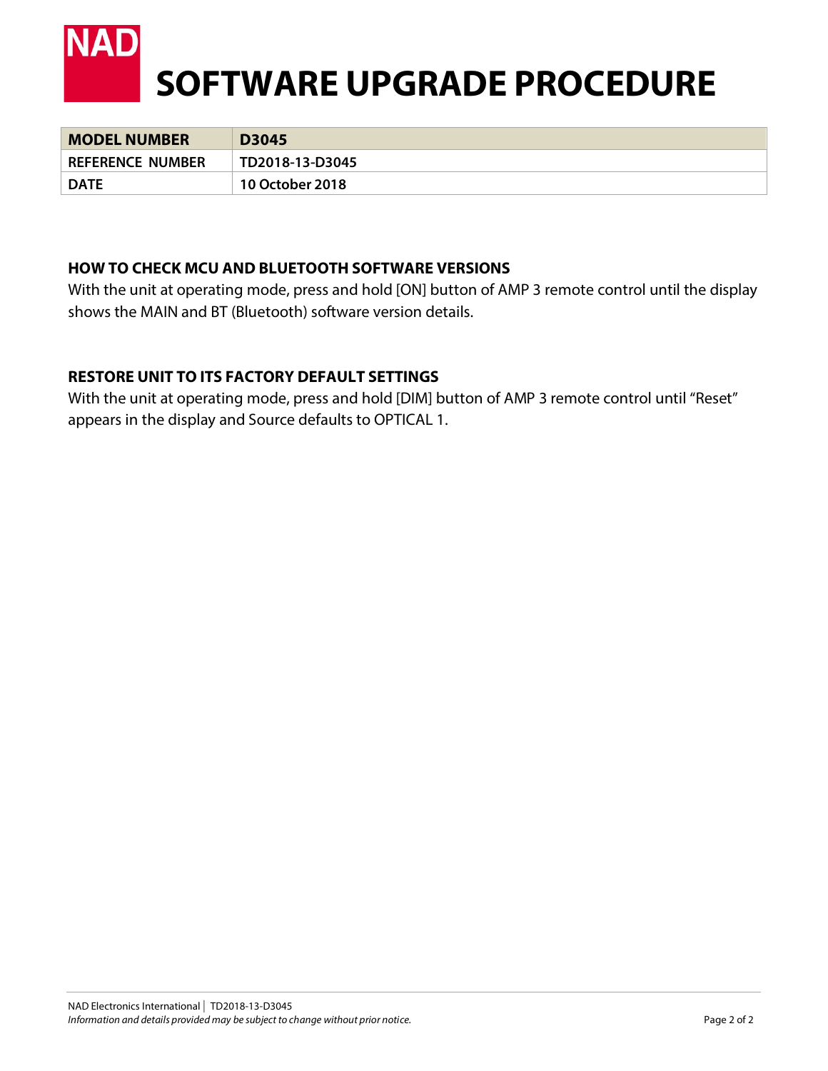# SOFTWARE UPGRADE PROCEDURE

| MODEL NUMBER | D3045 |
|---|---|
| REFERENCE NUMBER | TD2018-13-D3045 |
| DATE | 10 October 2018 |

## HOW TO CHECK MCU AND BLUETOOTH SOFTWARE VERSIONS

With the unit at operating mode, press and hold [ON] button of AMP 3 remote control until the display shows the MAIN and BT (Bluetooth) software version details.

## RESTORE UNIT TO ITS FACTORY DEFAULT SETTINGS

With the unit at operating mode, press and hold [DIM] button of AMP 3 remote control until "Reset" appears in the display and Source defaults to OPTICAL 1.